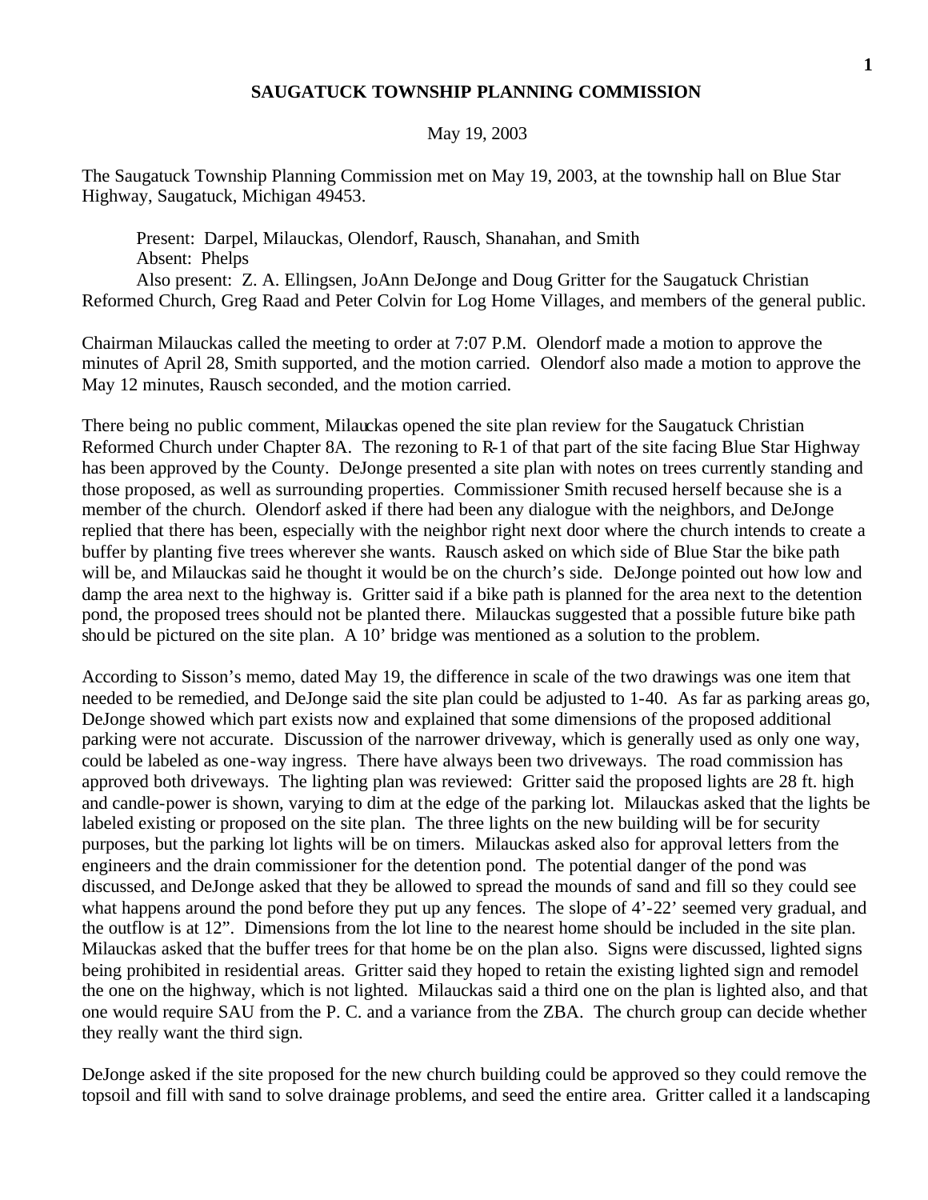**SAUGATUCK TOWNSHIP PLANNING COMMISSION**

May 19, 2003

The Saugatuck Township Planning Commission met on May 19, 2003, at the township hall on Blue Star Highway, Saugatuck, Michigan 49453.

Present: Darpel, Milauckas, Olendorf, Rausch, Shanahan, and Smith
Absent: Phelps
Also present: Z. A. Ellingsen, JoAnn DeJonge and Doug Gritter for the Saugatuck Christian Reformed Church, Greg Raad and Peter Colvin for Log Home Villages, and members of the general public.

Chairman Milauckas called the meeting to order at 7:07 P.M. Olendorf made a motion to approve the minutes of April 28, Smith supported, and the motion carried. Olendorf also made a motion to approve the May 12 minutes, Rausch seconded, and the motion carried.

There being no public comment, Milauckas opened the site plan review for the Saugatuck Christian Reformed Church under Chapter 8A. The rezoning to R-1 of that part of the site facing Blue Star Highway has been approved by the County. DeJonge presented a site plan with notes on trees currently standing and those proposed, as well as surrounding properties. Commissioner Smith recused herself because she is a member of the church. Olendorf asked if there had been any dialogue with the neighbors, and DeJonge replied that there has been, especially with the neighbor right next door where the church intends to create a buffer by planting five trees wherever she wants. Rausch asked on which side of Blue Star the bike path will be, and Milauckas said he thought it would be on the church's side. DeJonge pointed out how low and damp the area next to the highway is. Gritter said if a bike path is planned for the area next to the detention pond, the proposed trees should not be planted there. Milauckas suggested that a possible future bike path should be pictured on the site plan. A 10' bridge was mentioned as a solution to the problem.

According to Sisson's memo, dated May 19, the difference in scale of the two drawings was one item that needed to be remedied, and DeJonge said the site plan could be adjusted to 1-40. As far as parking areas go, DeJonge showed which part exists now and explained that some dimensions of the proposed additional parking were not accurate. Discussion of the narrower driveway, which is generally used as only one way, could be labeled as one-way ingress. There have always been two driveways. The road commission has approved both driveways. The lighting plan was reviewed: Gritter said the proposed lights are 28 ft. high and candle-power is shown, varying to dim at the edge of the parking lot. Milauckas asked that the lights be labeled existing or proposed on the site plan. The three lights on the new building will be for security purposes, but the parking lot lights will be on timers. Milauckas asked also for approval letters from the engineers and the drain commissioner for the detention pond. The potential danger of the pond was discussed, and DeJonge asked that they be allowed to spread the mounds of sand and fill so they could see what happens around the pond before they put up any fences. The slope of 4'-22' seemed very gradual, and the outflow is at 12". Dimensions from the lot line to the nearest home should be included in the site plan. Milauckas asked that the buffer trees for that home be on the plan also. Signs were discussed, lighted signs being prohibited in residential areas. Gritter said they hoped to retain the existing lighted sign and remodel the one on the highway, which is not lighted. Milauckas said a third one on the plan is lighted also, and that one would require SAU from the P. C. and a variance from the ZBA. The church group can decide whether they really want the third sign.

DeJonge asked if the site proposed for the new church building could be approved so they could remove the topsoil and fill with sand to solve drainage problems, and seed the entire area. Gritter called it a landscaping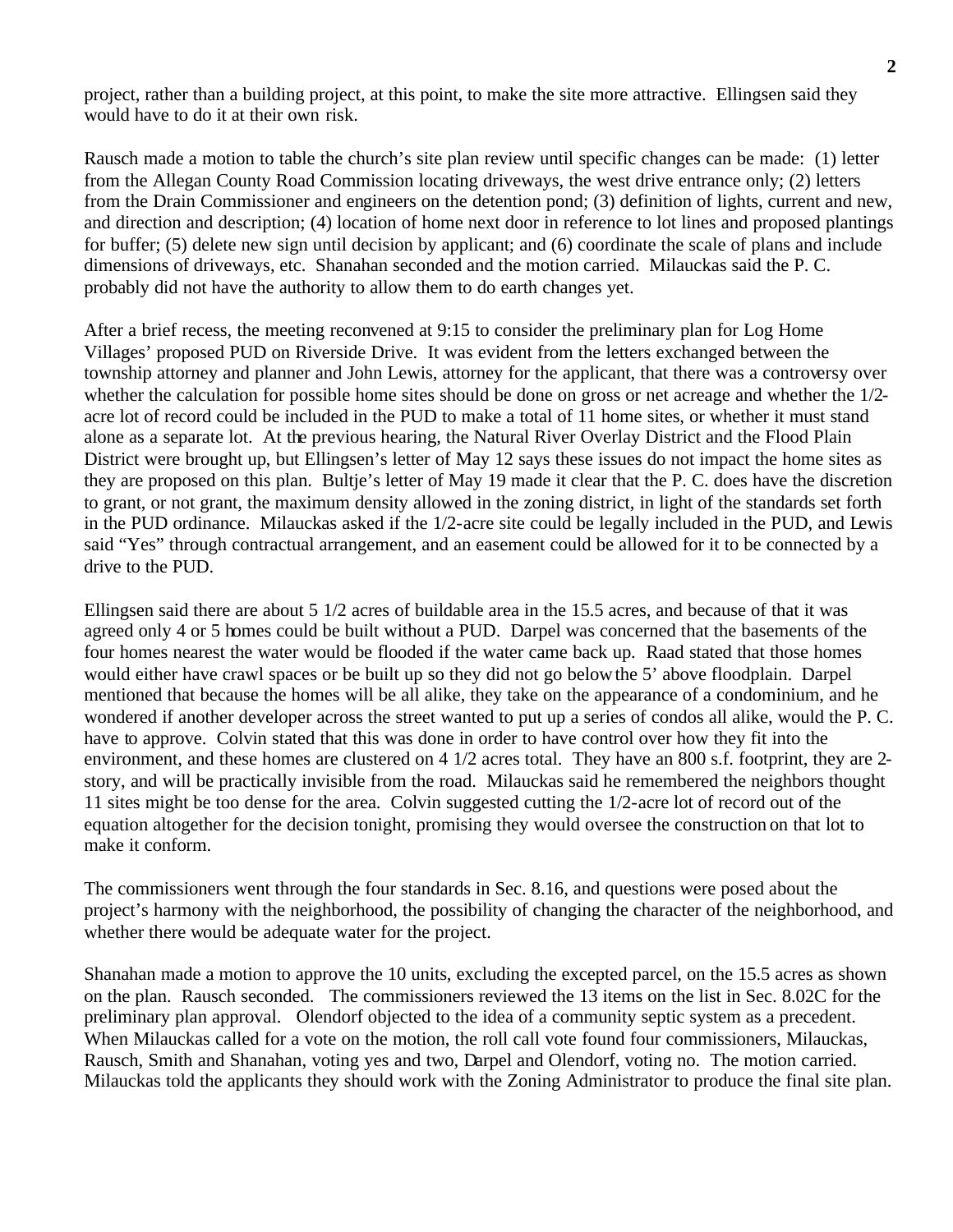project, rather than a building project, at this point, to make the site more attractive. Ellingsen said they would have to do it at their own risk.

Rausch made a motion to table the church's site plan review until specific changes can be made: (1) letter from the Allegan County Road Commission locating driveways, the west drive entrance only; (2) letters from the Drain Commissioner and engineers on the detention pond; (3) definition of lights, current and new, and direction and description; (4) location of home next door in reference to lot lines and proposed plantings for buffer; (5) delete new sign until decision by applicant; and (6) coordinate the scale of plans and include dimensions of driveways, etc. Shanahan seconded and the motion carried. Milauckas said the P. C. probably did not have the authority to allow them to do earth changes yet.

After a brief recess, the meeting reconvened at 9:15 to consider the preliminary plan for Log Home Villages' proposed PUD on Riverside Drive. It was evident from the letters exchanged between the township attorney and planner and John Lewis, attorney for the applicant, that there was a controversy over whether the calculation for possible home sites should be done on gross or net acreage and whether the 1/2-acre lot of record could be included in the PUD to make a total of 11 home sites, or whether it must stand alone as a separate lot. At the previous hearing, the Natural River Overlay District and the Flood Plain District were brought up, but Ellingsen's letter of May 12 says these issues do not impact the home sites as they are proposed on this plan. Bultje's letter of May 19 made it clear that the P. C. does have the discretion to grant, or not grant, the maximum density allowed in the zoning district, in light of the standards set forth in the PUD ordinance. Milauckas asked if the 1/2-acre site could be legally included in the PUD, and Lewis said "Yes" through contractual arrangement, and an easement could be allowed for it to be connected by a drive to the PUD.

Ellingsen said there are about 5 1/2 acres of buildable area in the 15.5 acres, and because of that it was agreed only 4 or 5 homes could be built without a PUD. Darpel was concerned that the basements of the four homes nearest the water would be flooded if the water came back up. Raad stated that those homes would either have crawl spaces or be built up so they did not go below the 5' above floodplain. Darpel mentioned that because the homes will be all alike, they take on the appearance of a condominium, and he wondered if another developer across the street wanted to put up a series of condos all alike, would the P. C. have to approve. Colvin stated that this was done in order to have control over how they fit into the environment, and these homes are clustered on 4 1/2 acres total. They have an 800 s.f. footprint, they are 2-story, and will be practically invisible from the road. Milauckas said he remembered the neighbors thought 11 sites might be too dense for the area. Colvin suggested cutting the 1/2-acre lot of record out of the equation altogether for the decision tonight, promising they would oversee the construction on that lot to make it conform.

The commissioners went through the four standards in Sec. 8.16, and questions were posed about the project's harmony with the neighborhood, the possibility of changing the character of the neighborhood, and whether there would be adequate water for the project.

Shanahan made a motion to approve the 10 units, excluding the excepted parcel, on the 15.5 acres as shown on the plan. Rausch seconded. The commissioners reviewed the 13 items on the list in Sec. 8.02C for the preliminary plan approval. Olendorf objected to the idea of a community septic system as a precedent. When Milauckas called for a vote on the motion, the roll call vote found four commissioners, Milauckas, Rausch, Smith and Shanahan, voting yes and two, Darpel and Olendorf, voting no. The motion carried. Milauckas told the applicants they should work with the Zoning Administrator to produce the final site plan.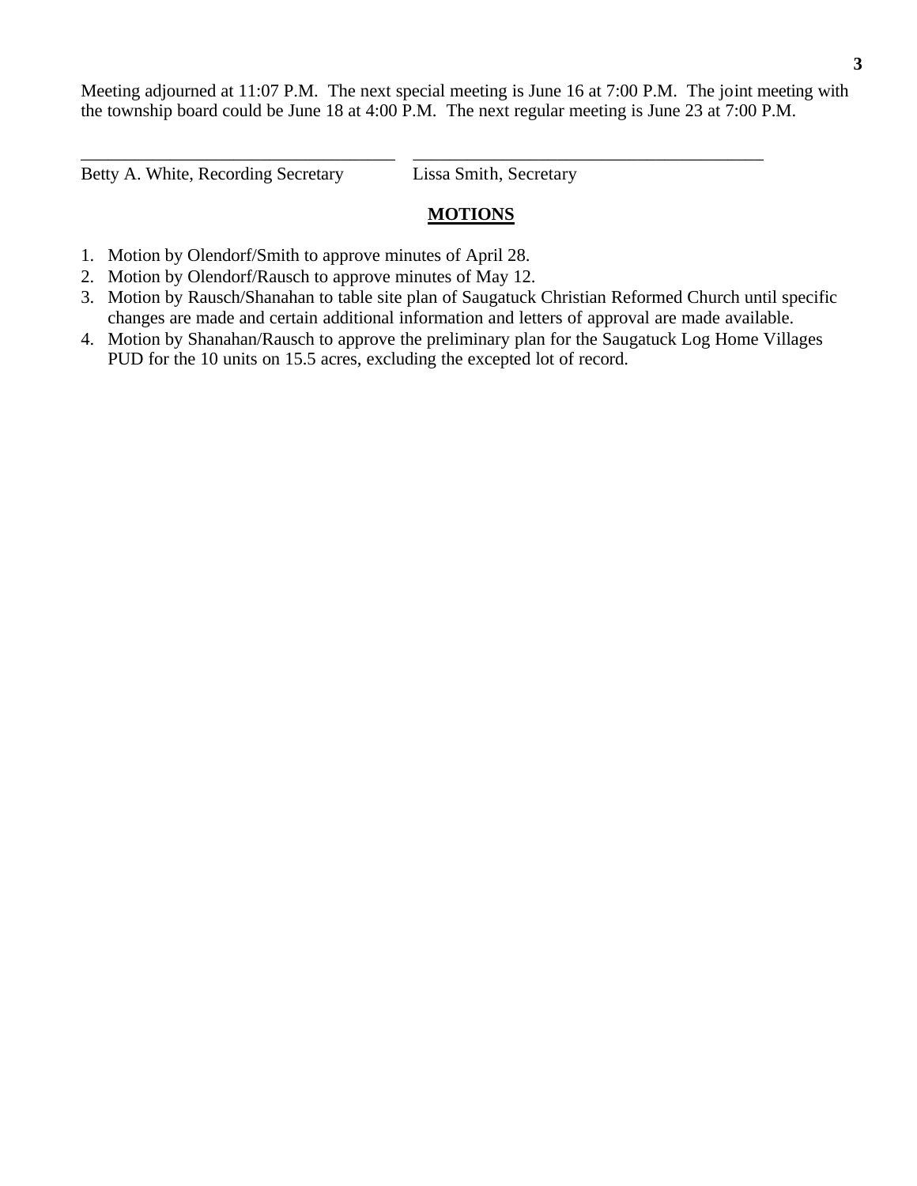Meeting adjourned at 11:07 P.M. The next special meeting is June 16 at 7:00 P.M. The joint meeting with the township board could be June 18 at 4:00 P.M. The next regular meeting is June 23 at 7:00 P.M.

_________________________________ _________________________________

Betty A. White, Recording Secretary Lissa Smith, Secretary

## MOTIONS

1. Motion by Olendorf/Smith to approve minutes of April 28.
2. Motion by Olendorf/Rausch to approve minutes of May 12.
3. Motion by Rausch/Shanahan to table site plan of Saugatuck Christian Reformed Church until specific changes are made and certain additional information and letters of approval are made available.
4. Motion by Shanahan/Rausch to approve the preliminary plan for the Saugatuck Log Home Villages PUD for the 10 units on 15.5 acres, excluding the excepted lot of record.